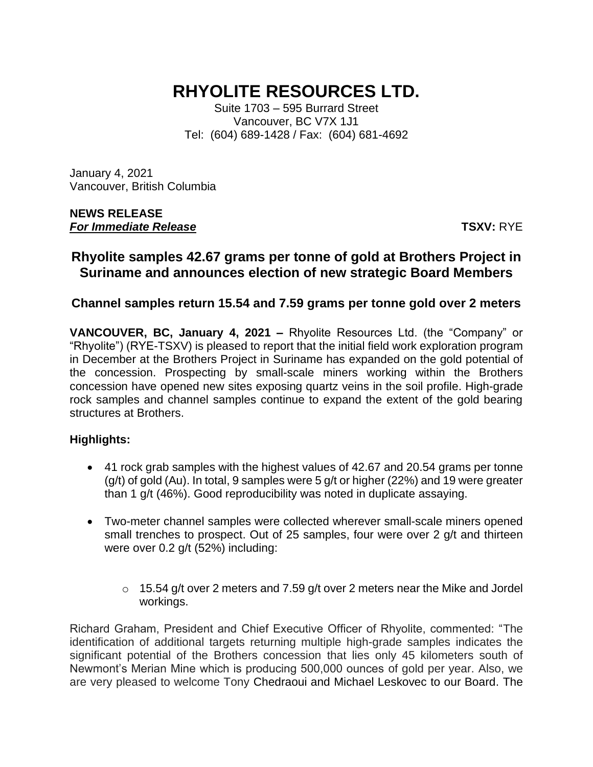# RHYOLITE RESOURCES LTD.

Suite 1703 – 595 Burrard Street
Vancouver, BC V7X 1J1
Tel: (604) 689-1428 / Fax: (604) 681-4692

January 4, 2021
Vancouver, British Columbia

**NEWS RELEASE**
***For Immediate Release*** **TSXV:** RYE

## Rhyolite samples 42.67 grams per tonne of gold at Brothers Project in Suriname and announces election of new strategic Board Members

### Channel samples return 15.54 and 7.59 grams per tonne gold over 2 meters

**VANCOUVER, BC, January 4, 2021 –** Rhyolite Resources Ltd. (the "Company" or "Rhyolite") (RYE-TSXV) is pleased to report that the initial field work exploration program in December at the Brothers Project in Suriname has expanded on the gold potential of the concession. Prospecting by small-scale miners working within the Brothers concession have opened new sites exposing quartz veins in the soil profile. High-grade rock samples and channel samples continue to expand the extent of the gold bearing structures at Brothers.

**Highlights:**

- 41 rock grab samples with the highest values of 42.67 and 20.54 grams per tonne (g/t) of gold (Au). In total, 9 samples were 5 g/t or higher (22%) and 19 were greater than 1 g/t (46%). Good reproducibility was noted in duplicate assaying.
- Two-meter channel samples were collected wherever small-scale miners opened small trenches to prospect. Out of 25 samples, four were over 2 g/t and thirteen were over 0.2 g/t (52%) including:
    - 15.54 g/t over 2 meters and 7.59 g/t over 2 meters near the Mike and Jordel workings.

Richard Graham, President and Chief Executive Officer of Rhyolite, commented: "The identification of additional targets returning multiple high-grade samples indicates the significant potential of the Brothers concession that lies only 45 kilometers south of Newmont's Merian Mine which is producing 500,000 ounces of gold per year. Also, we are very pleased to welcome Tony Chedraoui and Michael Leskovec to our Board. The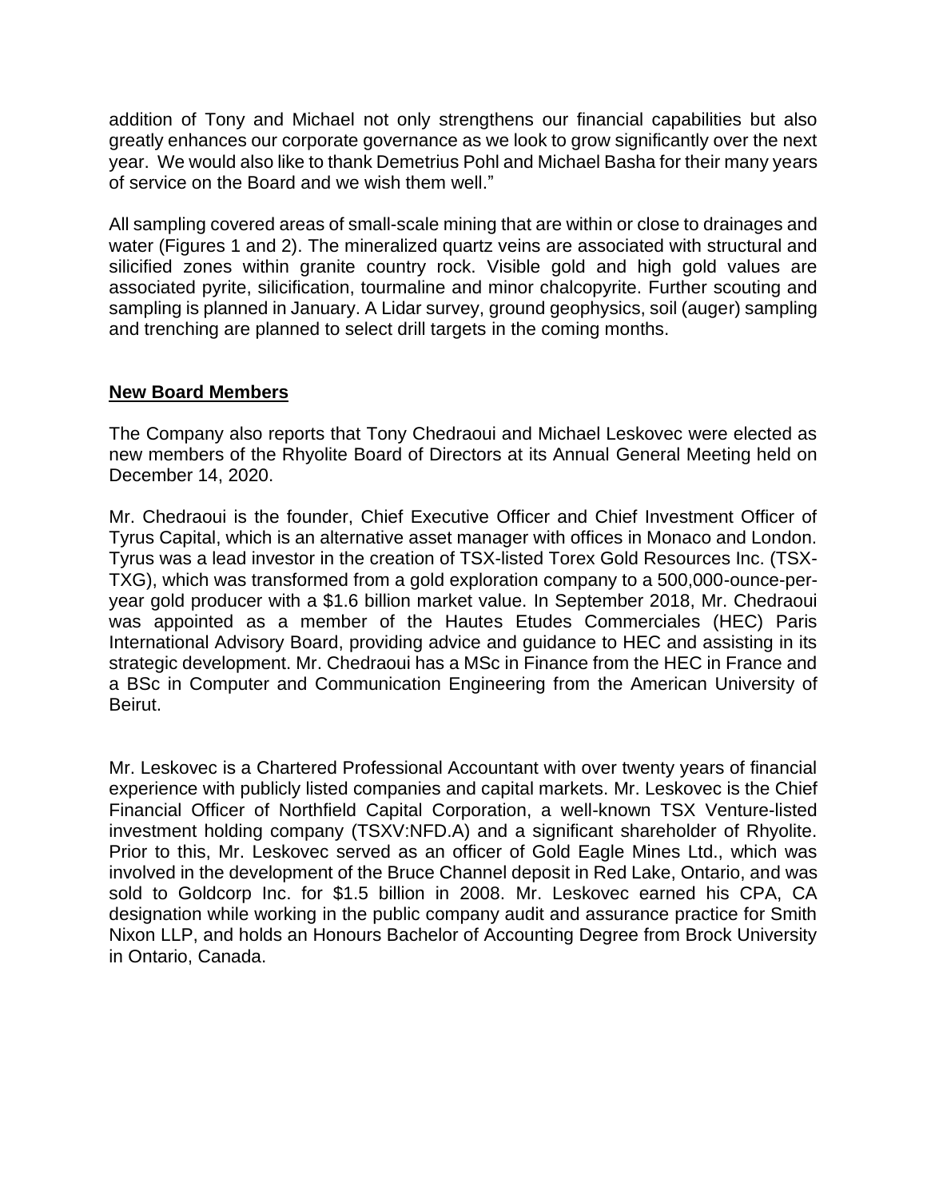addition of Tony and Michael not only strengthens our financial capabilities but also greatly enhances our corporate governance as we look to grow significantly over the next year. We would also like to thank Demetrius Pohl and Michael Basha for their many years of service on the Board and we wish them well."

All sampling covered areas of small-scale mining that are within or close to drainages and water (Figures 1 and 2). The mineralized quartz veins are associated with structural and silicified zones within granite country rock. Visible gold and high gold values are associated pyrite, silicification, tourmaline and minor chalcopyrite. Further scouting and sampling is planned in January. A Lidar survey, ground geophysics, soil (auger) sampling and trenching are planned to select drill targets in the coming months.

## New Board Members

The Company also reports that Tony Chedraoui and Michael Leskovec were elected as new members of the Rhyolite Board of Directors at its Annual General Meeting held on December 14, 2020.

Mr. Chedraoui is the founder, Chief Executive Officer and Chief Investment Officer of Tyrus Capital, which is an alternative asset manager with offices in Monaco and London. Tyrus was a lead investor in the creation of TSX-listed Torex Gold Resources Inc. (TSX-TXG), which was transformed from a gold exploration company to a 500,000-ounce-per-year gold producer with a $1.6 billion market value. In September 2018, Mr. Chedraoui was appointed as a member of the Hautes Etudes Commerciales (HEC) Paris International Advisory Board, providing advice and guidance to HEC and assisting in its strategic development. Mr. Chedraoui has a MSc in Finance from the HEC in France and a BSc in Computer and Communication Engineering from the American University of Beirut.

Mr. Leskovec is a Chartered Professional Accountant with over twenty years of financial experience with publicly listed companies and capital markets. Mr. Leskovec is the Chief Financial Officer of Northfield Capital Corporation, a well-known TSX Venture-listed investment holding company (TSXV:NFD.A) and a significant shareholder of Rhyolite. Prior to this, Mr. Leskovec served as an officer of Gold Eagle Mines Ltd., which was involved in the development of the Bruce Channel deposit in Red Lake, Ontario, and was sold to Goldcorp Inc. for $1.5 billion in 2008. Mr. Leskovec earned his CPA, CA designation while working in the public company audit and assurance practice for Smith Nixon LLP, and holds an Honours Bachelor of Accounting Degree from Brock University in Ontario, Canada.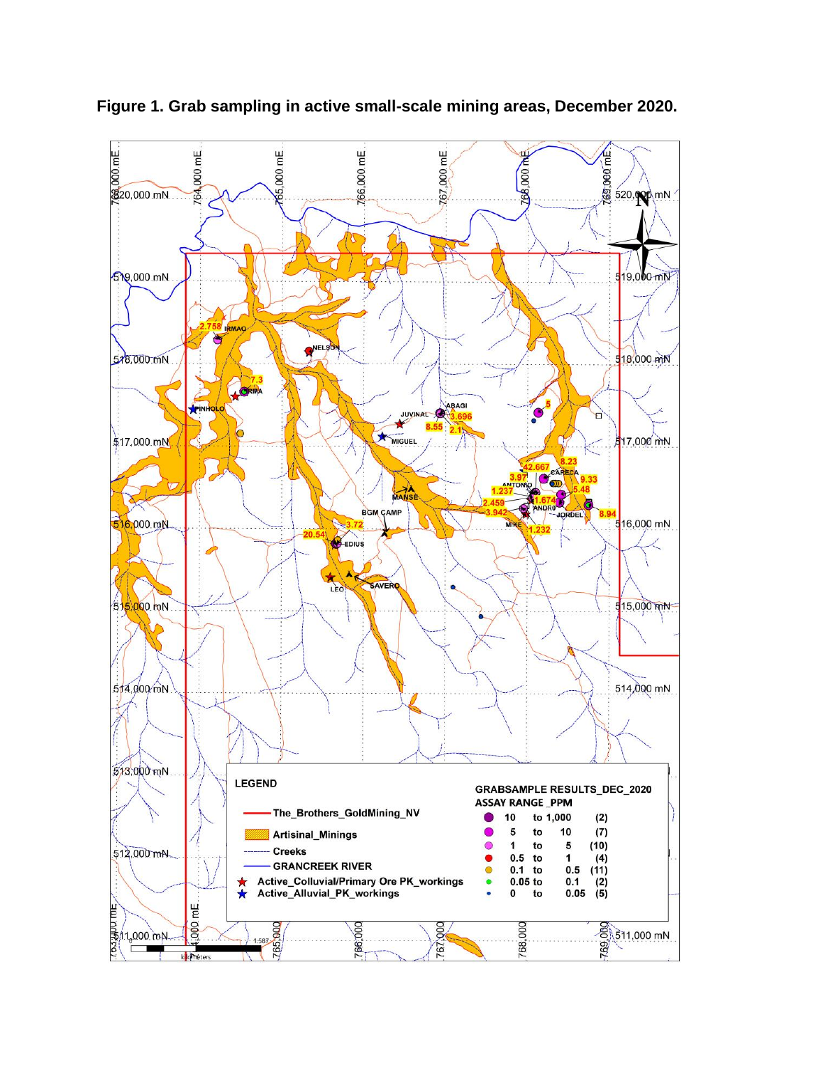**Figure 1. Grab sampling in active small-scale mining areas, December 2020.**

**LEGEND**

- The_Brothers_GoldMining_NV
- Artisinal_Minings
- Creeks
- GRANCREEK RIVER
- Active_Colluvial/Primary Ore PK_workings
- Active_Alluvial_PK_workings

**GRABSAMPLE RESULTS_DEC_2020**
**ASSAY RANGE _PPM**

| From | | To | Count |
|---|---|---|---|
| 10 | to | 1,000 | (2) |
| 5 | to | 10 | (7) |
| 1 | to | 5 | (10) |
| 0.5 | to | 1 | (4) |
| 0.1 | to | 0.5 | (11) |
| 0.05 | to | 0.1 | (2) |
| 0 | to | 0.05 | (5) |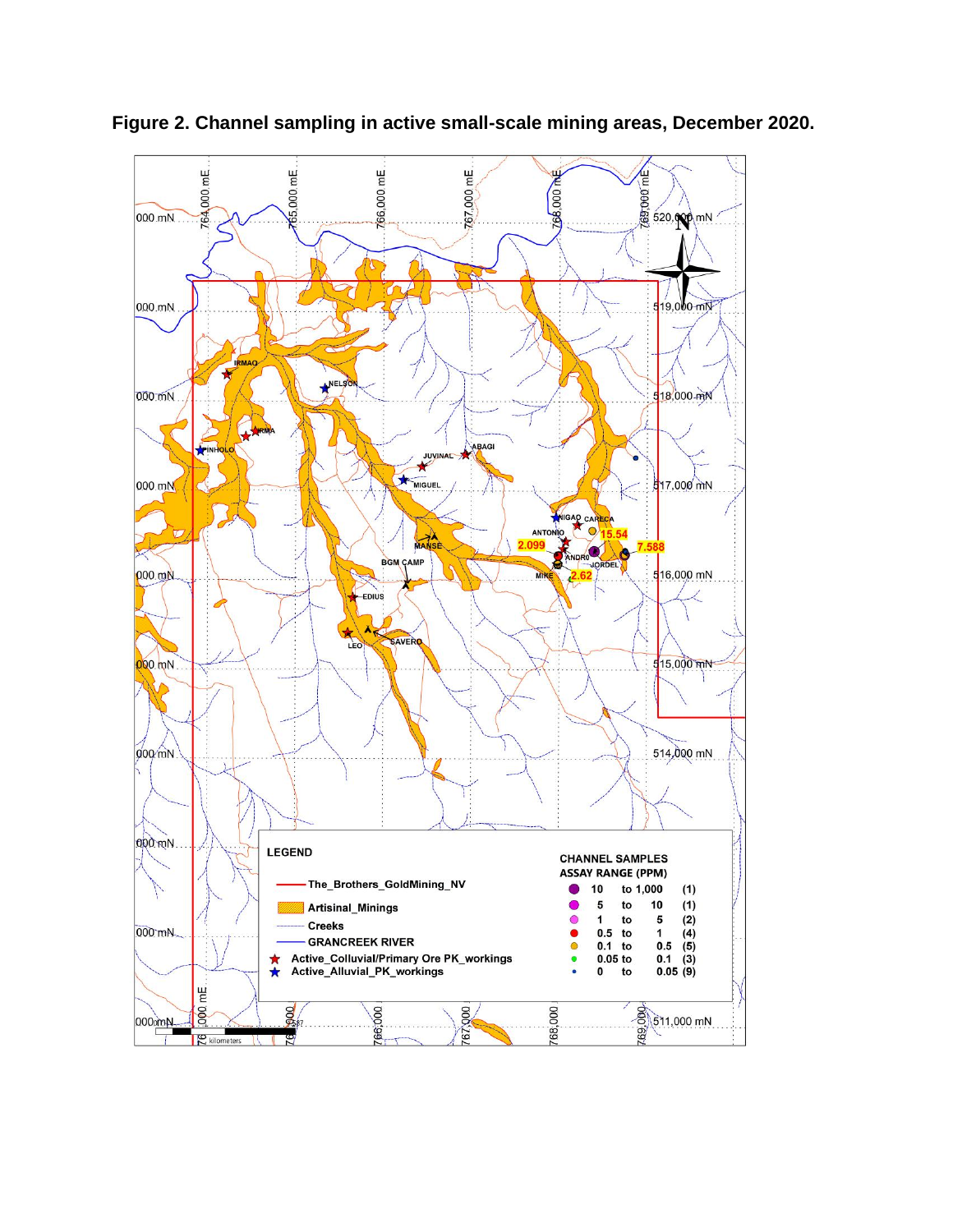**Figure 2. Channel sampling in active small-scale mining areas, December 2020.**

**LEGEND**

- The_Brothers_GoldMining_NV
- Artisinal_Minings
- Creeks
- GRANCREEK RIVER
- Active_Colluvial/Primary Ore PK_workings
- Active_Alluvial_PK_workings

**CHANNEL SAMPLES ASSAY RANGE (PPM)**

| Range | Count |
|---|---|
| 10 to 1,000 | (1) |
| 5 to 10 | (1) |
| 1 to 5 | (2) |
| 0.5 to 1 | (4) |
| 0.1 to 0.5 | (5) |
| 0.05 to 0.1 | (3) |
| 0 to 0.05 | (9) |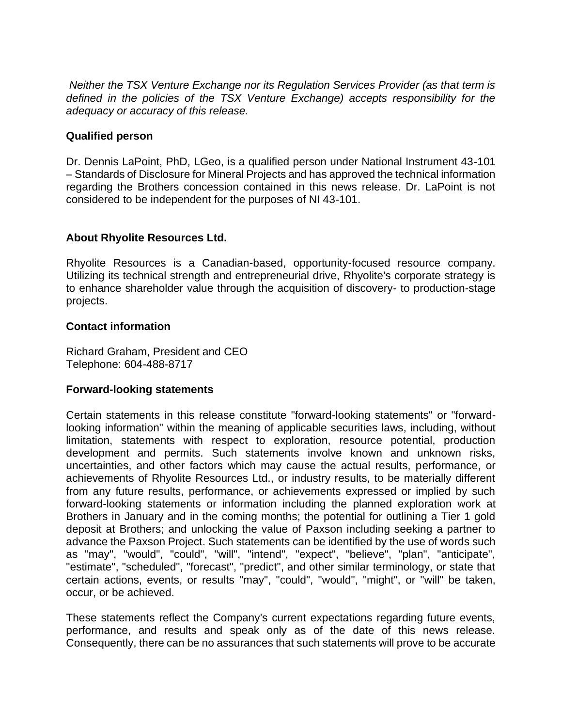*Neither the TSX Venture Exchange nor its Regulation Services Provider (as that term is defined in the policies of the TSX Venture Exchange) accepts responsibility for the adequacy or accuracy of this release.*

**Qualified person**

Dr. Dennis LaPoint, PhD, LGeo, is a qualified person under National Instrument 43-101 – Standards of Disclosure for Mineral Projects and has approved the technical information regarding the Brothers concession contained in this news release. Dr. LaPoint is not considered to be independent for the purposes of NI 43-101.

**About Rhyolite Resources Ltd.**

Rhyolite Resources is a Canadian-based, opportunity-focused resource company. Utilizing its technical strength and entrepreneurial drive, Rhyolite's corporate strategy is to enhance shareholder value through the acquisition of discovery- to production-stage projects.

**Contact information**

Richard Graham, President and CEO
Telephone: 604-488-8717

**Forward-looking statements**

Certain statements in this release constitute "forward-looking statements" or "forward-looking information" within the meaning of applicable securities laws, including, without limitation, statements with respect to exploration, resource potential, production development and permits. Such statements involve known and unknown risks, uncertainties, and other factors which may cause the actual results, performance, or achievements of Rhyolite Resources Ltd., or industry results, to be materially different from any future results, performance, or achievements expressed or implied by such forward-looking statements or information including the planned exploration work at Brothers in January and in the coming months; the potential for outlining a Tier 1 gold deposit at Brothers; and unlocking the value of Paxson including seeking a partner to advance the Paxson Project. Such statements can be identified by the use of words such as "may", "would", "could", "will", "intend", "expect", "believe", "plan", "anticipate", "estimate", "scheduled", "forecast", "predict", and other similar terminology, or state that certain actions, events, or results "may", "could", "would", "might", or "will" be taken, occur, or be achieved.

These statements reflect the Company's current expectations regarding future events, performance, and results and speak only as of the date of this news release. Consequently, there can be no assurances that such statements will prove to be accurate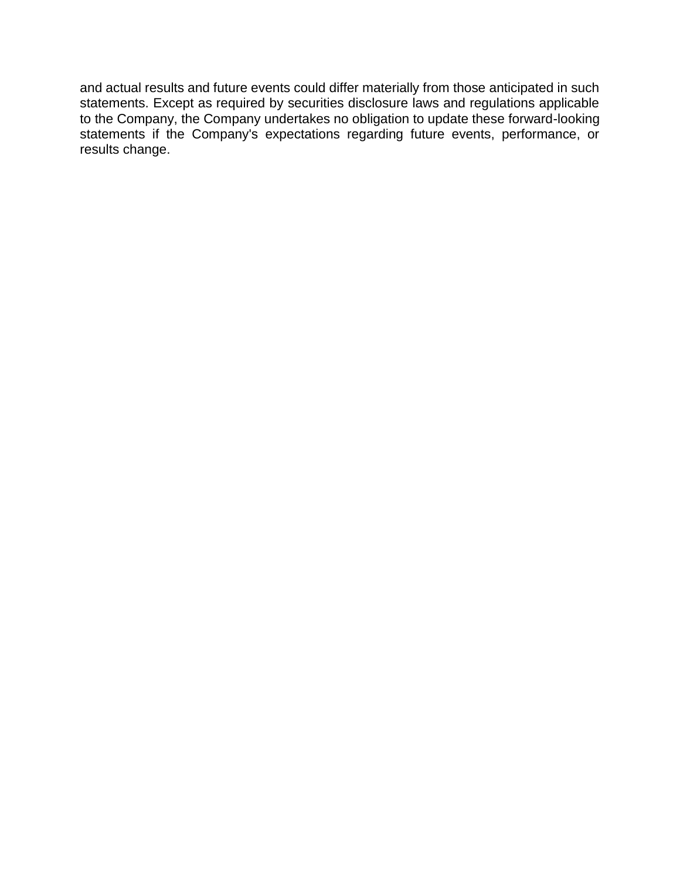and actual results and future events could differ materially from those anticipated in such statements. Except as required by securities disclosure laws and regulations applicable to the Company, the Company undertakes no obligation to update these forward-looking statements if the Company's expectations regarding future events, performance, or results change.